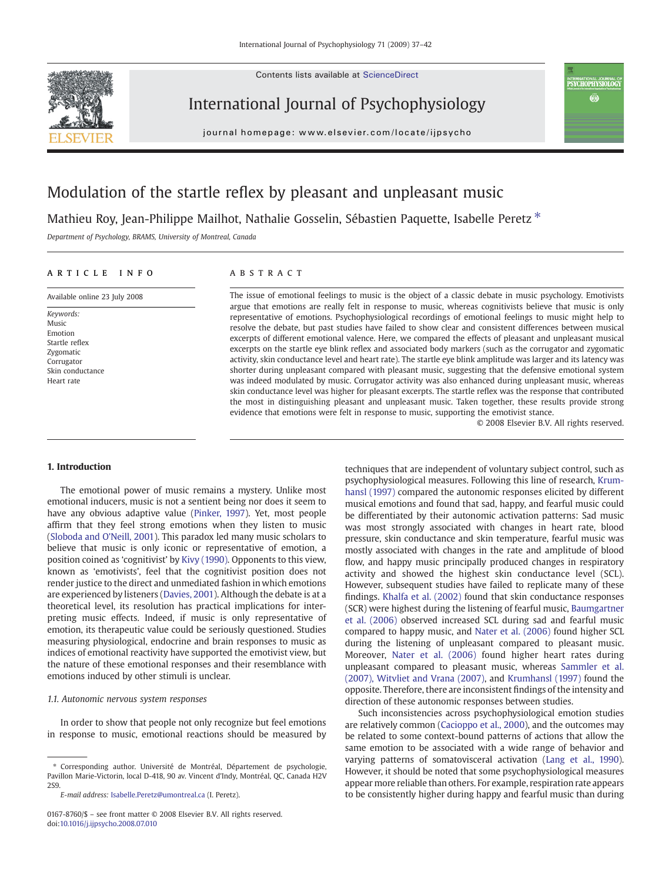# Modulation of the startle reflex by pleasant and unpleasant music

Mathieu Roy, Jean-Philippe Mailhot, Nathalie Gosselin, Sébastien Paquette, Isabelle Peretz *

*Department of Psychology, BRAMS, University of Montreal, Canada*

## ARTICLE INFO

Available online 23 July 2008

*Keywords:*
Music
Emotion
Startle reflex
Zygomatic
Corrugator
Skin conductance
Heart rate

## ABSTRACT

The issue of emotional feelings to music is the object of a classic debate in music psychology. Emotivists argue that emotions are really felt in response to music, whereas cognitivists believe that music is only representative of emotions. Psychophysiological recordings of emotional feelings to music might help to resolve the debate, but past studies have failed to show clear and consistent differences between musical excerpts of different emotional valence. Here, we compared the effects of pleasant and unpleasant musical excerpts on the startle eye blink reflex and associated body markers (such as the corrugator and zygomatic activity, skin conductance level and heart rate). The startle eye blink amplitude was larger and its latency was shorter during unpleasant compared with pleasant music, suggesting that the defensive emotional system was indeed modulated by music. Corrugator activity was also enhanced during unpleasant music, whereas skin conductance level was higher for pleasant excerpts. The startle reflex was the response that contributed the most in distinguishing pleasant and unpleasant music. Taken together, these results provide strong evidence that emotions were felt in response to music, supporting the emotivist stance.

© 2008 Elsevier B.V. All rights reserved.

## 1. Introduction

The emotional power of music remains a mystery. Unlike most emotional inducers, music is not a sentient being nor does it seem to have any obvious adaptive value (Pinker, 1997). Yet, most people affirm that they feel strong emotions when they listen to music (Sloboda and O'Neill, 2001). This paradox led many music scholars to believe that music is only iconic or representative of emotion, a position coined as 'cognitivist' by Kivy (1990). Opponents to this view, known as 'emotivists', feel that the cognitivist position does not render justice to the direct and unmediated fashion in which emotions are experienced by listeners (Davies, 2001). Although the debate is at a theoretical level, its resolution has practical implications for interpreting music effects. Indeed, if music is only representative of emotion, its therapeutic value could be seriously questioned. Studies measuring physiological, endocrine and brain responses to music as indices of emotional reactivity have supported the emotivist view, but the nature of these emotional responses and their resemblance with emotions induced by other stimuli is unclear.

### 1.1. Autonomic nervous system responses

In order to show that people not only recognize but feel emotions in response to music, emotional reactions should be measured by techniques that are independent of voluntary subject control, such as psychophysiological measures. Following this line of research, Krumhansl (1997) compared the autonomic responses elicited by different musical emotions and found that sad, happy, and fearful music could be differentiated by their autonomic activation patterns: Sad music was most strongly associated with changes in heart rate, blood pressure, skin conductance and skin temperature, fearful music was mostly associated with changes in the rate and amplitude of blood flow, and happy music principally produced changes in respiratory activity and showed the highest skin conductance level (SCL). However, subsequent studies have failed to replicate many of these findings. Khalfa et al. (2002) found that skin conductance responses (SCR) were highest during the listening of fearful music, Baumgartner et al. (2006) observed increased SCL during sad and fearful music compared to happy music, and Nater et al. (2006) found higher SCL during the listening of unpleasant compared to pleasant music. Moreover, Nater et al. (2006) found higher heart rates during unpleasant compared to pleasant music, whereas Sammler et al. (2007), Witvliet and Vrana (2007), and Krumhansl (1997) found the opposite. Therefore, there are inconsistent findings of the intensity and direction of these autonomic responses between studies.

Such inconsistencies across psychophysiological emotion studies are relatively common (Cacioppo et al., 2000), and the outcomes may be related to some context-bound patterns of actions that allow the same emotion to be associated with a wide range of behavior and varying patterns of somatovisceral activation (Lang et al., 1990). However, it should be noted that some psychophysiological measures appear more reliable than others. For example, respiration rate appears to be consistently higher during happy and fearful music than during

---

* Corresponding author. Université de Montréal, Département de psychologie, Pavillon Marie-Victorin, local D-418, 90 av. Vincent d'Indy, Montréal, QC, Canada H2V 2S9.

*E-mail address:* Isabelle.Peretz@umontreal.ca (I. Peretz).

0167-8760/$ – see front matter © 2008 Elsevier B.V. All rights reserved.
doi:10.1016/j.ijpsycho.2008.07.010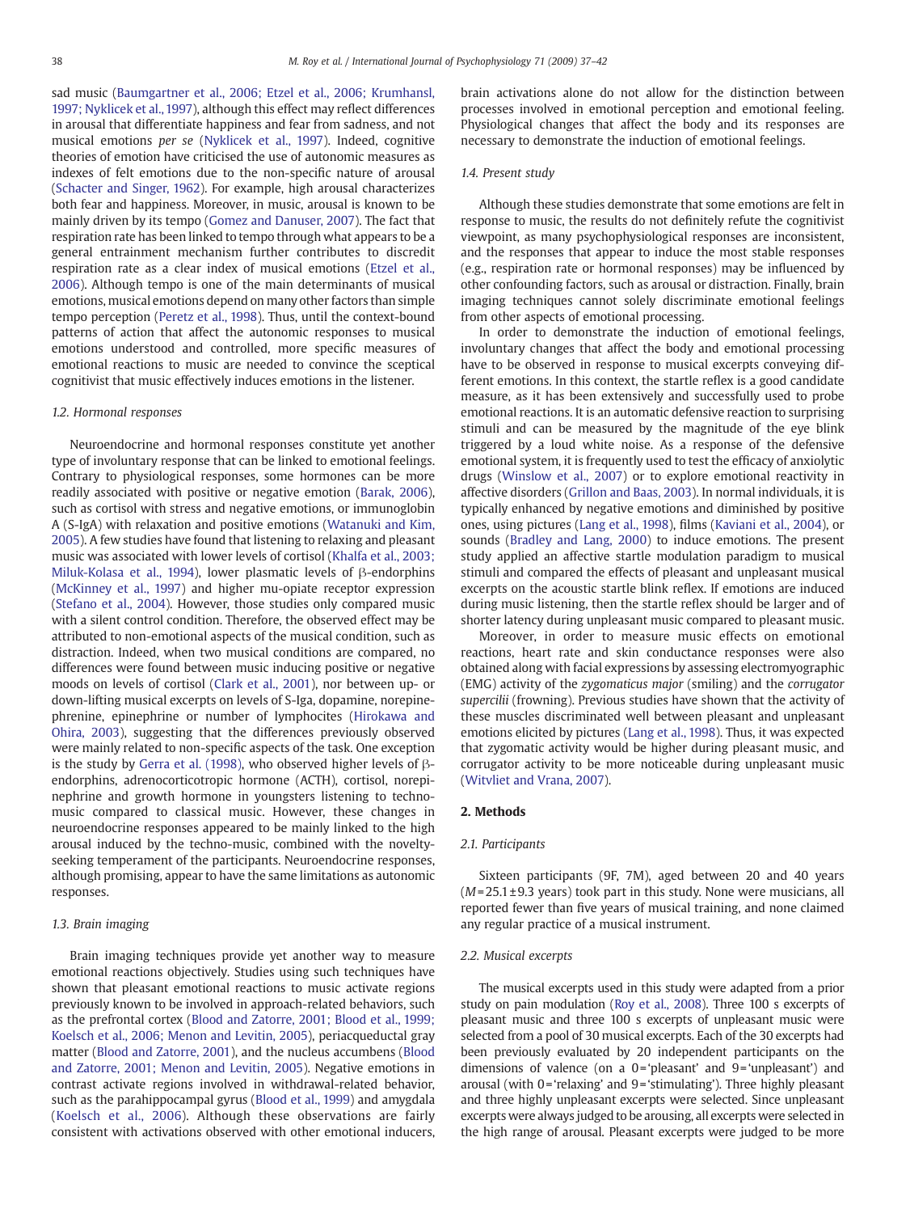sad music (Baumgartner et al., 2006; Etzel et al., 2006; Krumhansl, 1997; Nyklicek et al., 1997), although this effect may reflect differences in arousal that differentiate happiness and fear from sadness, and not musical emotions *per se* (Nyklicek et al., 1997). Indeed, cognitive theories of emotion have criticised the use of autonomic measures as indexes of felt emotions due to the non-specific nature of arousal (Schacter and Singer, 1962). For example, high arousal characterizes both fear and happiness. Moreover, in music, arousal is known to be mainly driven by its tempo (Gomez and Danuser, 2007). The fact that respiration rate has been linked to tempo through what appears to be a general entrainment mechanism further contributes to discredit respiration rate as a clear index of musical emotions (Etzel et al., 2006). Although tempo is one of the main determinants of musical emotions, musical emotions depend on many other factors than simple tempo perception (Peretz et al., 1998). Thus, until the context-bound patterns of action that affect the autonomic responses to musical emotions understood and controlled, more specific measures of emotional reactions to music are needed to convince the sceptical cognitivist that music effectively induces emotions in the listener.

### 1.2. Hormonal responses

Neuroendocrine and hormonal responses constitute yet another type of involuntary response that can be linked to emotional feelings. Contrary to physiological responses, some hormones can be more readily associated with positive or negative emotion (Barak, 2006), such as cortisol with stress and negative emotions, or immunoglobin A (S-IgA) with relaxation and positive emotions (Watanuki and Kim, 2005). A few studies have found that listening to relaxing and pleasant music was associated with lower levels of cortisol (Khalfa et al., 2003; Miluk-Kolasa et al., 1994), lower plasmatic levels of β-endorphins (McKinney et al., 1997) and higher mu-opiate receptor expression (Stefano et al., 2004). However, those studies only compared music with a silent control condition. Therefore, the observed effect may be attributed to non-emotional aspects of the musical condition, such as distraction. Indeed, when two musical conditions are compared, no differences were found between music inducing positive or negative moods on levels of cortisol (Clark et al., 2001), nor between up- or down-lifting musical excerpts on levels of S-Iga, dopamine, norepinephrenine, epinephrine or number of lymphocites (Hirokawa and Ohira, 2003), suggesting that the differences previously observed were mainly related to non-specific aspects of the task. One exception is the study by Gerra et al. (1998), who observed higher levels of β-endorphins, adrenocorticotropic hormone (ACTH), cortisol, norepinephrine and growth hormone in youngsters listening to techno-music compared to classical music. However, these changes in neuroendocrine responses appeared to be mainly linked to the high arousal induced by the techno-music, combined with the novelty-seeking temperament of the participants. Neuroendocrine responses, although promising, appear to have the same limitations as autonomic responses.

### 1.3. Brain imaging

Brain imaging techniques provide yet another way to measure emotional reactions objectively. Studies using such techniques have shown that pleasant emotional reactions to music activate regions previously known to be involved in approach-related behaviors, such as the prefrontal cortex (Blood and Zatorre, 2001; Blood et al., 1999; Koelsch et al., 2006; Menon and Levitin, 2005), periacqueductal gray matter (Blood and Zatorre, 2001), and the nucleus accumbens (Blood and Zatorre, 2001; Menon and Levitin, 2005). Negative emotions in contrast activate regions involved in withdrawal-related behavior, such as the parahippocampal gyrus (Blood et al., 1999) and amygdala (Koelsch et al., 2006). Although these observations are fairly consistent with activations observed with other emotional inducers, brain activations alone do not allow for the distinction between processes involved in emotional perception and emotional feeling. Physiological changes that affect the body and its responses are necessary to demonstrate the induction of emotional feelings.

### 1.4. Present study

Although these studies demonstrate that some emotions are felt in response to music, the results do not definitely refute the cognitivist viewpoint, as many psychophysiological responses are inconsistent, and the responses that appear to induce the most stable responses (e.g., respiration rate or hormonal responses) may be influenced by other confounding factors, such as arousal or distraction. Finally, brain imaging techniques cannot solely discriminate emotional feelings from other aspects of emotional processing.

In order to demonstrate the induction of emotional feelings, involuntary changes that affect the body and emotional processing have to be observed in response to musical excerpts conveying different emotions. In this context, the startle reflex is a good candidate measure, as it has been extensively and successfully used to probe emotional reactions. It is an automatic defensive reaction to surprising stimuli and can be measured by the magnitude of the eye blink triggered by a loud white noise. As a response of the defensive emotional system, it is frequently used to test the efficacy of anxiolytic drugs (Winslow et al., 2007) or to explore emotional reactivity in affective disorders (Grillon and Baas, 2003). In normal individuals, it is typically enhanced by negative emotions and diminished by positive ones, using pictures (Lang et al., 1998), films (Kaviani et al., 2004), or sounds (Bradley and Lang, 2000) to induce emotions. The present study applied an affective startle modulation paradigm to musical stimuli and compared the effects of pleasant and unpleasant musical excerpts on the acoustic startle blink reflex. If emotions are induced during music listening, then the startle reflex should be larger and of shorter latency during unpleasant music compared to pleasant music.

Moreover, in order to measure music effects on emotional reactions, heart rate and skin conductance responses were also obtained along with facial expressions by assessing electromyographic (EMG) activity of the *zygomaticus major* (smiling) and the *corrugator supercilii* (frowning). Previous studies have shown that the activity of these muscles discriminated well between pleasant and unpleasant emotions elicited by pictures (Lang et al., 1998). Thus, it was expected that zygomatic activity would be higher during pleasant music, and corrugator activity to be more noticeable during unpleasant music (Witvliet and Vrana, 2007).

## 2. Methods

### 2.1. Participants

Sixteen participants (9F, 7M), aged between 20 and 40 years ($M = 25.1 \pm 9.3$ years) took part in this study. None were musicians, all reported fewer than five years of musical training, and none claimed any regular practice of a musical instrument.

### 2.2. Musical excerpts

The musical excerpts used in this study were adapted from a prior study on pain modulation (Roy et al., 2008). Three 100 s excerpts of pleasant music and three 100 s excerpts of unpleasant music were selected from a pool of 30 musical excerpts. Each of the 30 excerpts had been previously evaluated by 20 independent participants on the dimensions of valence (on a 0='pleasant' and 9='unpleasant') and arousal (with 0='relaxing' and 9='stimulating'). Three highly pleasant and three highly unpleasant excerpts were selected. Since unpleasant excerpts were always judged to be arousing, all excerpts were selected in the high range of arousal. Pleasant excerpts were judged to be more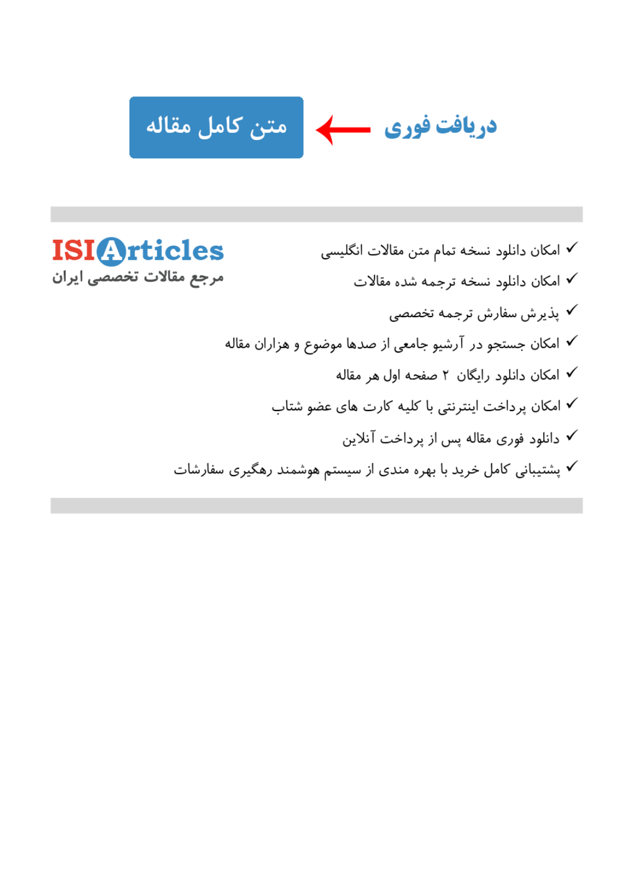دریافت فوری ← متن کامل مقاله

**ISIArticles**
مرجع مقالات تخصصی ایران

- ✓ امکان دانلود نسخه تمام متن مقالات انگلیسی
- ✓ امکان دانلود نسخه ترجمه شده مقالات
- ✓ پذیرش سفارش ترجمه تخصصی
- ✓ امکان جستجو در آرشیو جامعی از صدها موضوع و هزاران مقاله
- ✓ امکان دانلود رایگان ۲ صفحه اول هر مقاله
- ✓ امکان پرداخت اینترنتی با کلیه کارت های عضو شتاب
- ✓ دانلود فوری مقاله پس از پرداخت آنلاین
- ✓ پشتیبانی کامل خرید با بهره مندی از سیستم هوشمند رهگیری سفارشات